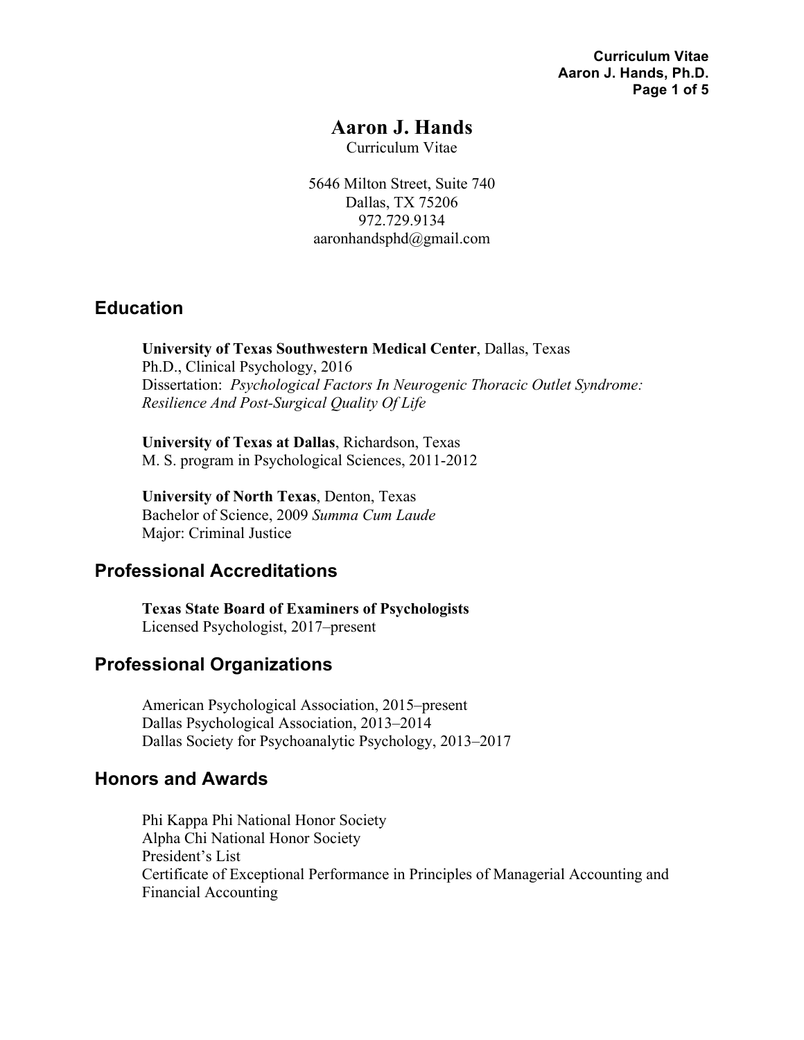# Aaron J. Hands

Curriculum Vitae

5646 Milton Street, Suite 740
Dallas, TX 75206
972.729.9134
aaronhandsphd@gmail.com

## Education

**University of Texas Southwestern Medical Center**, Dallas, Texas
Ph.D., Clinical Psychology, 2016
Dissertation: *Psychological Factors In Neurogenic Thoracic Outlet Syndrome: Resilience And Post-Surgical Quality Of Life*

**University of Texas at Dallas**, Richardson, Texas
M. S. program in Psychological Sciences, 2011-2012

**University of North Texas**, Denton, Texas
Bachelor of Science, 2009 *Summa Cum Laude*
Major: Criminal Justice

## Professional Accreditations

**Texas State Board of Examiners of Psychologists**
Licensed Psychologist, 2017–present

## Professional Organizations

American Psychological Association, 2015–present
Dallas Psychological Association, 2013–2014
Dallas Society for Psychoanalytic Psychology, 2013–2017

## Honors and Awards

Phi Kappa Phi National Honor Society
Alpha Chi National Honor Society
President's List
Certificate of Exceptional Performance in Principles of Managerial Accounting and Financial Accounting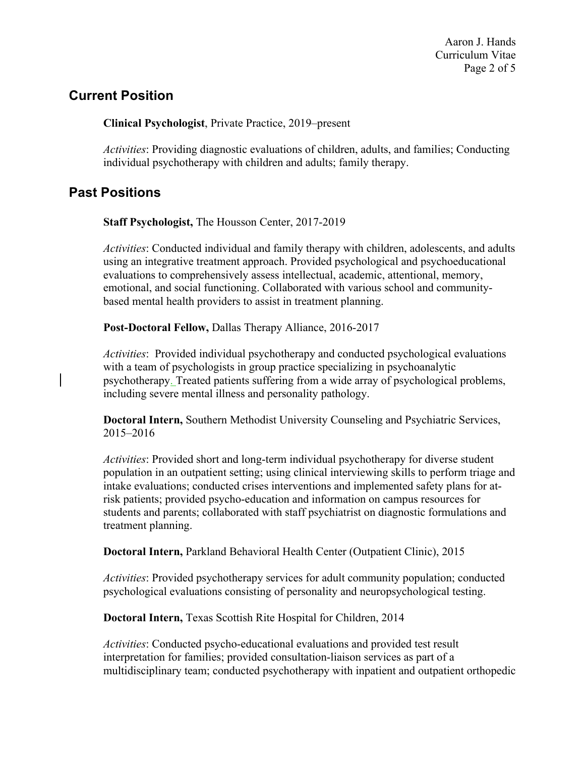## Current Position

**Clinical Psychologist**, Private Practice, 2019–present

*Activities*: Providing diagnostic evaluations of children, adults, and families; Conducting individual psychotherapy with children and adults; family therapy.

## Past Positions

**Staff Psychologist,** The Housson Center, 2017-2019

*Activities*: Conducted individual and family therapy with children, adolescents, and adults using an integrative treatment approach. Provided psychological and psychoeducational evaluations to comprehensively assess intellectual, academic, attentional, memory, emotional, and social functioning. Collaborated with various school and community-based mental health providers to assist in treatment planning.

**Post-Doctoral Fellow,** Dallas Therapy Alliance, 2016-2017

*Activities*: Provided individual psychotherapy and conducted psychological evaluations with a team of psychologists in group practice specializing in psychoanalytic psychotherapy. Treated patients suffering from a wide array of psychological problems, including severe mental illness and personality pathology.

**Doctoral Intern,** Southern Methodist University Counseling and Psychiatric Services, 2015–2016

*Activities*: Provided short and long-term individual psychotherapy for diverse student population in an outpatient setting; using clinical interviewing skills to perform triage and intake evaluations; conducted crises interventions and implemented safety plans for at-risk patients; provided psycho-education and information on campus resources for students and parents; collaborated with staff psychiatrist on diagnostic formulations and treatment planning.

**Doctoral Intern,** Parkland Behavioral Health Center (Outpatient Clinic), 2015

*Activities*: Provided psychotherapy services for adult community population; conducted psychological evaluations consisting of personality and neuropsychological testing.

**Doctoral Intern,** Texas Scottish Rite Hospital for Children, 2014

*Activities*: Conducted psycho-educational evaluations and provided test result interpretation for families; provided consultation-liaison services as part of a multidisciplinary team; conducted psychotherapy with inpatient and outpatient orthopedic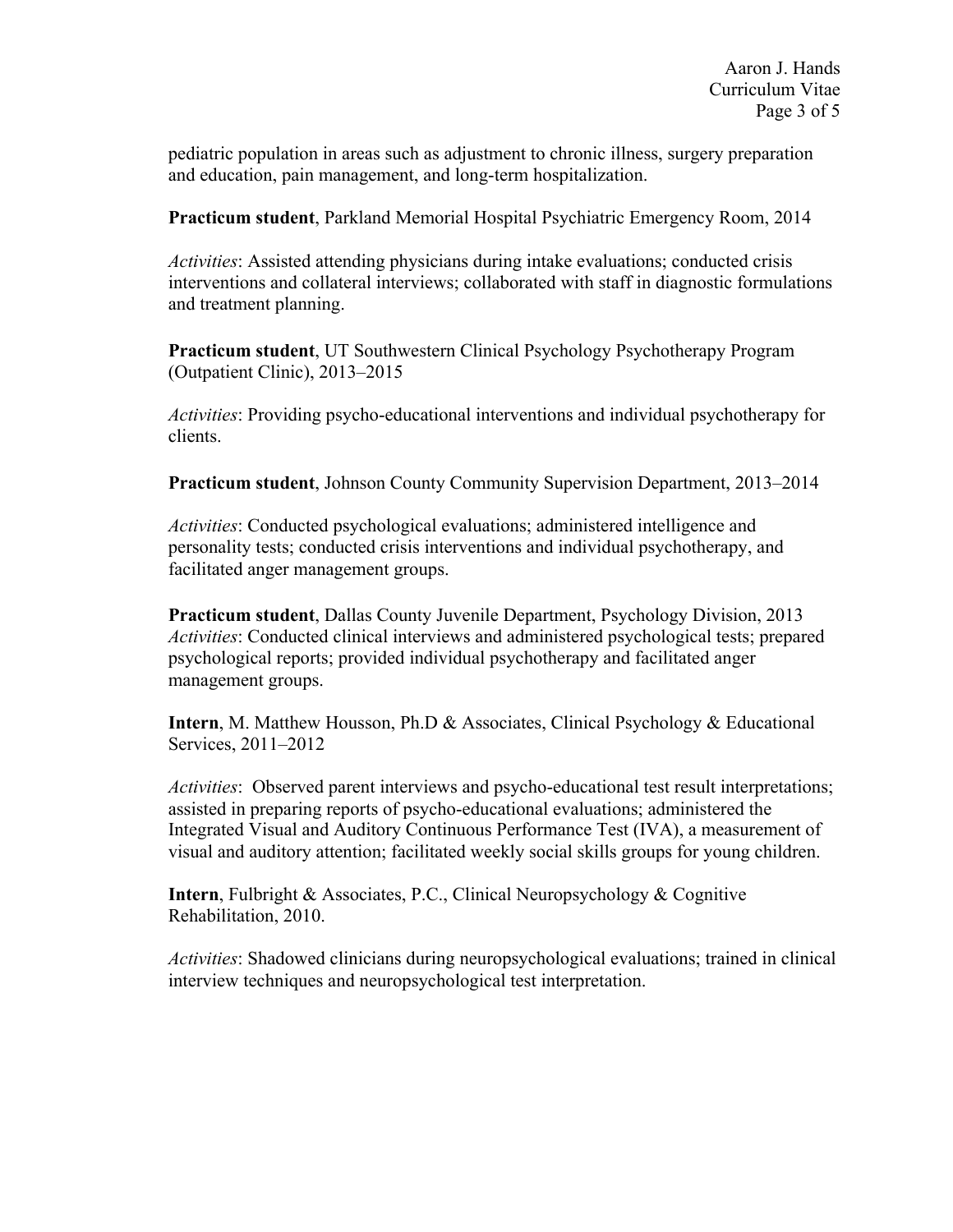pediatric population in areas such as adjustment to chronic illness, surgery preparation and education, pain management, and long-term hospitalization.

**Practicum student**, Parkland Memorial Hospital Psychiatric Emergency Room, 2014

*Activities*: Assisted attending physicians during intake evaluations; conducted crisis interventions and collateral interviews; collaborated with staff in diagnostic formulations and treatment planning.

**Practicum student**, UT Southwestern Clinical Psychology Psychotherapy Program (Outpatient Clinic), 2013–2015

*Activities*: Providing psycho-educational interventions and individual psychotherapy for clients.

**Practicum student**, Johnson County Community Supervision Department, 2013–2014

*Activities*: Conducted psychological evaluations; administered intelligence and personality tests; conducted crisis interventions and individual psychotherapy, and facilitated anger management groups.

**Practicum student**, Dallas County Juvenile Department, Psychology Division, 2013
*Activities*: Conducted clinical interviews and administered psychological tests; prepared psychological reports; provided individual psychotherapy and facilitated anger management groups.

**Intern**, M. Matthew Housson, Ph.D & Associates, Clinical Psychology & Educational Services, 2011–2012

*Activities*: Observed parent interviews and psycho-educational test result interpretations; assisted in preparing reports of psycho-educational evaluations; administered the Integrated Visual and Auditory Continuous Performance Test (IVA), a measurement of visual and auditory attention; facilitated weekly social skills groups for young children.

**Intern**, Fulbright & Associates, P.C., Clinical Neuropsychology & Cognitive Rehabilitation, 2010.

*Activities*: Shadowed clinicians during neuropsychological evaluations; trained in clinical interview techniques and neuropsychological test interpretation.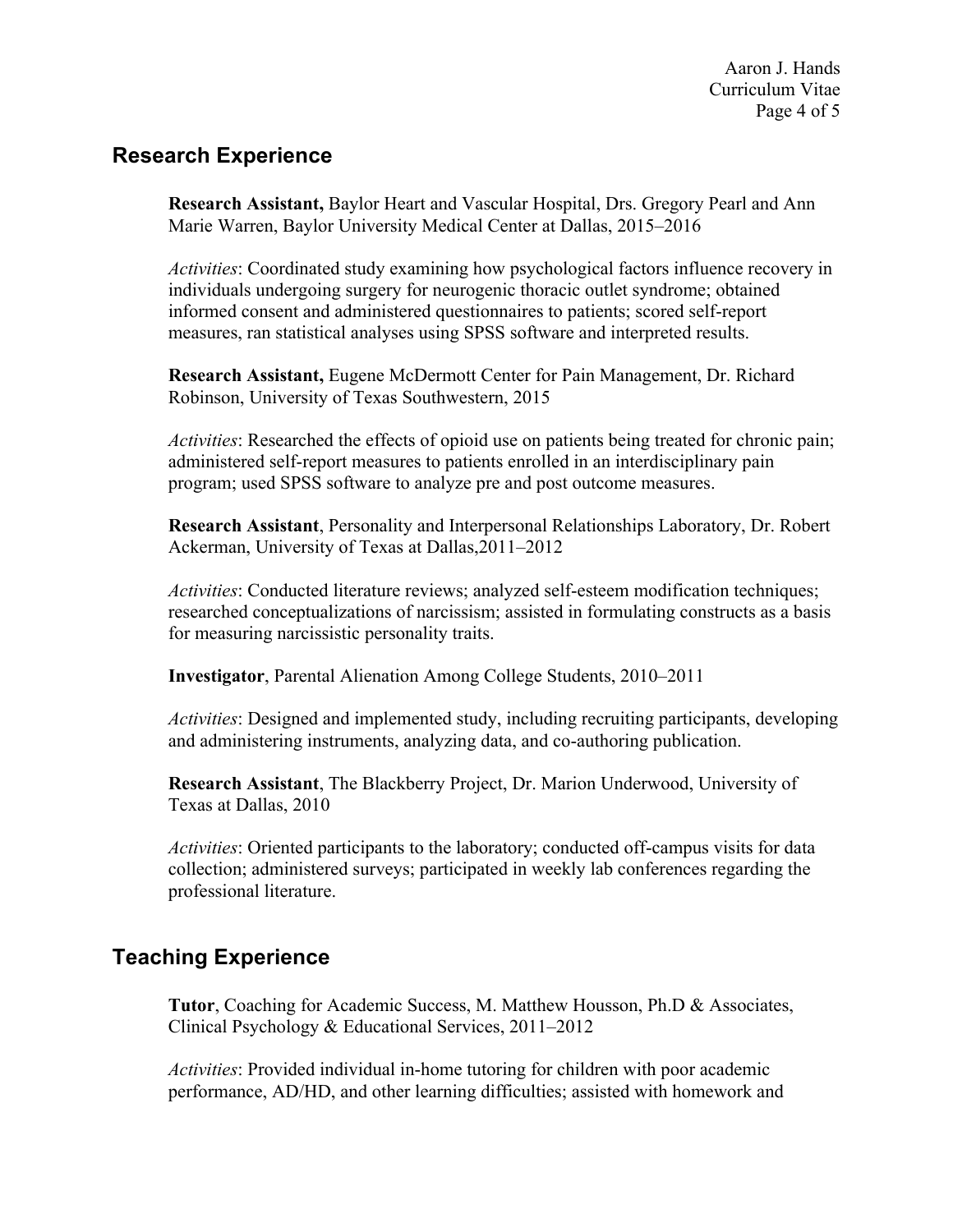## Research Experience

**Research Assistant,** Baylor Heart and Vascular Hospital, Drs. Gregory Pearl and Ann Marie Warren, Baylor University Medical Center at Dallas, 2015–2016

*Activities*: Coordinated study examining how psychological factors influence recovery in individuals undergoing surgery for neurogenic thoracic outlet syndrome; obtained informed consent and administered questionnaires to patients; scored self-report measures, ran statistical analyses using SPSS software and interpreted results.

**Research Assistant,** Eugene McDermott Center for Pain Management, Dr. Richard Robinson, University of Texas Southwestern, 2015

*Activities*: Researched the effects of opioid use on patients being treated for chronic pain; administered self-report measures to patients enrolled in an interdisciplinary pain program; used SPSS software to analyze pre and post outcome measures.

**Research Assistant**, Personality and Interpersonal Relationships Laboratory, Dr. Robert Ackerman, University of Texas at Dallas,2011–2012

*Activities*: Conducted literature reviews; analyzed self-esteem modification techniques; researched conceptualizations of narcissism; assisted in formulating constructs as a basis for measuring narcissistic personality traits.

**Investigator**, Parental Alienation Among College Students, 2010–2011

*Activities*: Designed and implemented study, including recruiting participants, developing and administering instruments, analyzing data, and co-authoring publication.

**Research Assistant**, The Blackberry Project, Dr. Marion Underwood, University of Texas at Dallas, 2010

*Activities*: Oriented participants to the laboratory; conducted off-campus visits for data collection; administered surveys; participated in weekly lab conferences regarding the professional literature.

## Teaching Experience

**Tutor**, Coaching for Academic Success, M. Matthew Housson, Ph.D & Associates, Clinical Psychology & Educational Services, 2011–2012

*Activities*: Provided individual in-home tutoring for children with poor academic performance, AD/HD, and other learning difficulties; assisted with homework and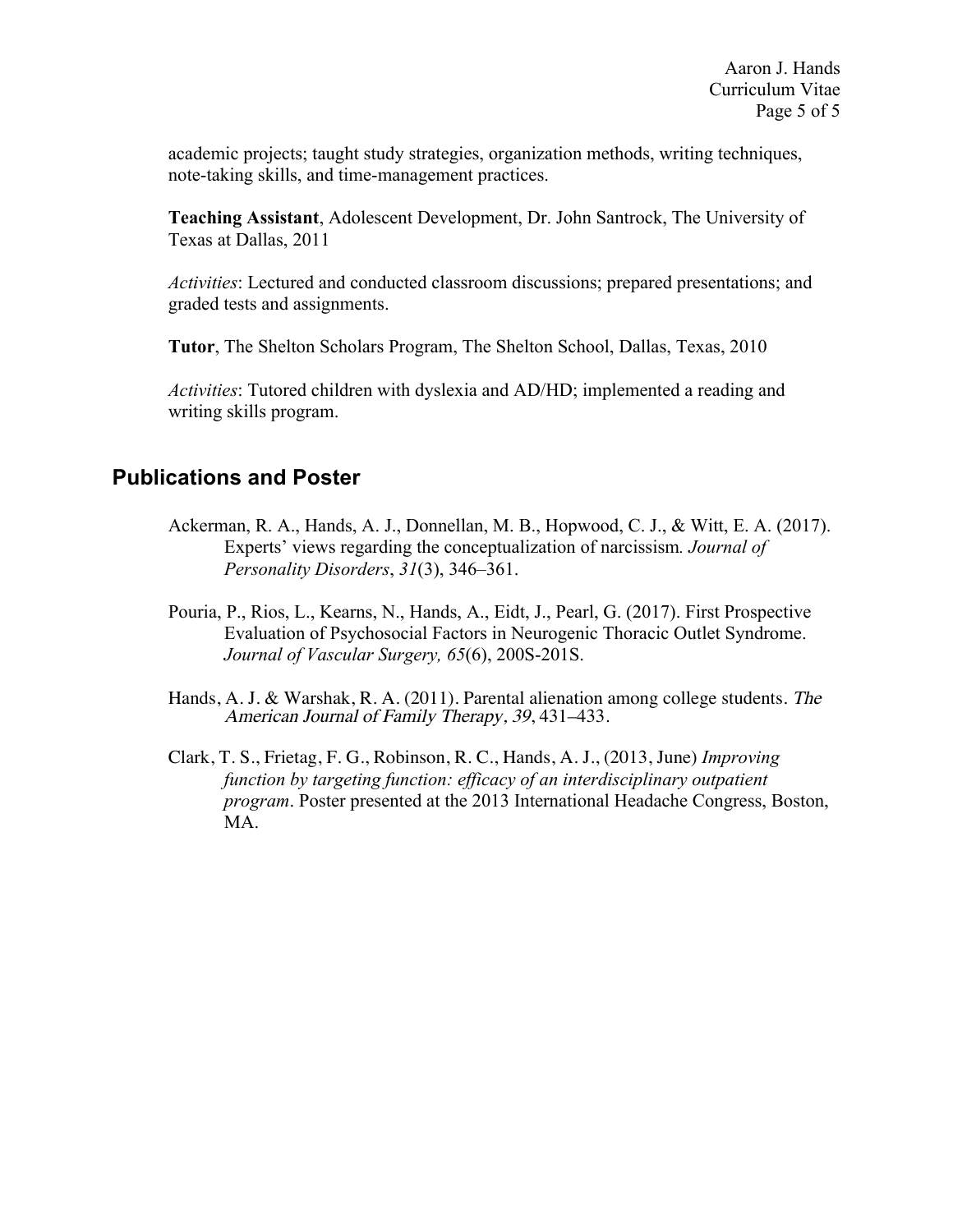academic projects; taught study strategies, organization methods, writing techniques, note-taking skills, and time-management practices.

**Teaching Assistant**, Adolescent Development, Dr. John Santrock, The University of Texas at Dallas, 2011

*Activities*: Lectured and conducted classroom discussions; prepared presentations; and graded tests and assignments.

**Tutor**, The Shelton Scholars Program, The Shelton School, Dallas, Texas, 2010

*Activities*: Tutored children with dyslexia and AD/HD; implemented a reading and writing skills program.

## Publications and Poster

Ackerman, R. A., Hands, A. J., Donnellan, M. B., Hopwood, C. J., & Witt, E. A. (2017). Experts' views regarding the conceptualization of narcissism. *Journal of Personality Disorders*, *31*(3), 346–361.

Pouria, P., Rios, L., Kearns, N., Hands, A., Eidt, J., Pearl, G. (2017). First Prospective Evaluation of Psychosocial Factors in Neurogenic Thoracic Outlet Syndrome. *Journal of Vascular Surgery, 65*(6), 200S-201S.

Hands, A. J. & Warshak, R. A. (2011). Parental alienation among college students. *The American Journal of Family Therapy*, *39*, 431–433.

Clark, T. S., Frietag, F. G., Robinson, R. C., Hands, A. J., (2013, June) *Improving function by targeting function: efficacy of an interdisciplinary outpatient program*. Poster presented at the 2013 International Headache Congress, Boston, MA.